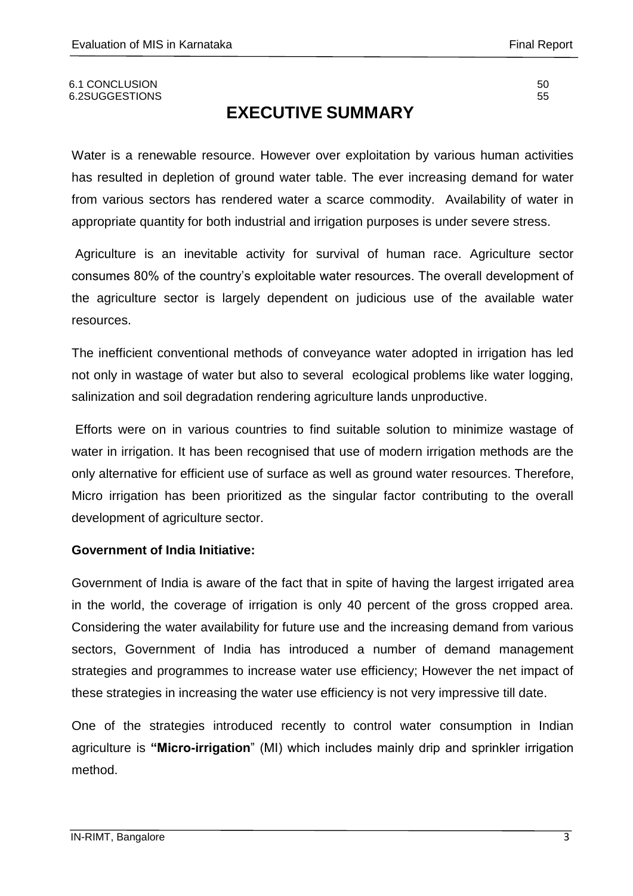6.1 CONCLUSION 50
6.2SUGGESTIONS 55

# EXECUTIVE SUMMARY

Water is a renewable resource. However over exploitation by various human activities has resulted in depletion of ground water table. The ever increasing demand for water from various sectors has rendered water a scarce commodity. Availability of water in appropriate quantity for both industrial and irrigation purposes is under severe stress.

Agriculture is an inevitable activity for survival of human race. Agriculture sector consumes 80% of the country's exploitable water resources. The overall development of the agriculture sector is largely dependent on judicious use of the available water resources.

The inefficient conventional methods of conveyance water adopted in irrigation has led not only in wastage of water but also to several ecological problems like water logging, salinization and soil degradation rendering agriculture lands unproductive.

Efforts were on in various countries to find suitable solution to minimize wastage of water in irrigation. It has been recognised that use of modern irrigation methods are the only alternative for efficient use of surface as well as ground water resources. Therefore, Micro irrigation has been prioritized as the singular factor contributing to the overall development of agriculture sector.

**Government of India Initiative:**

Government of India is aware of the fact that in spite of having the largest irrigated area in the world, the coverage of irrigation is only 40 percent of the gross cropped area. Considering the water availability for future use and the increasing demand from various sectors, Government of India has introduced a number of demand management strategies and programmes to increase water use efficiency; However the net impact of these strategies in increasing the water use efficiency is not very impressive till date.

One of the strategies introduced recently to control water consumption in Indian agriculture is **"Micro-irrigation**" (MI) which includes mainly drip and sprinkler irrigation method.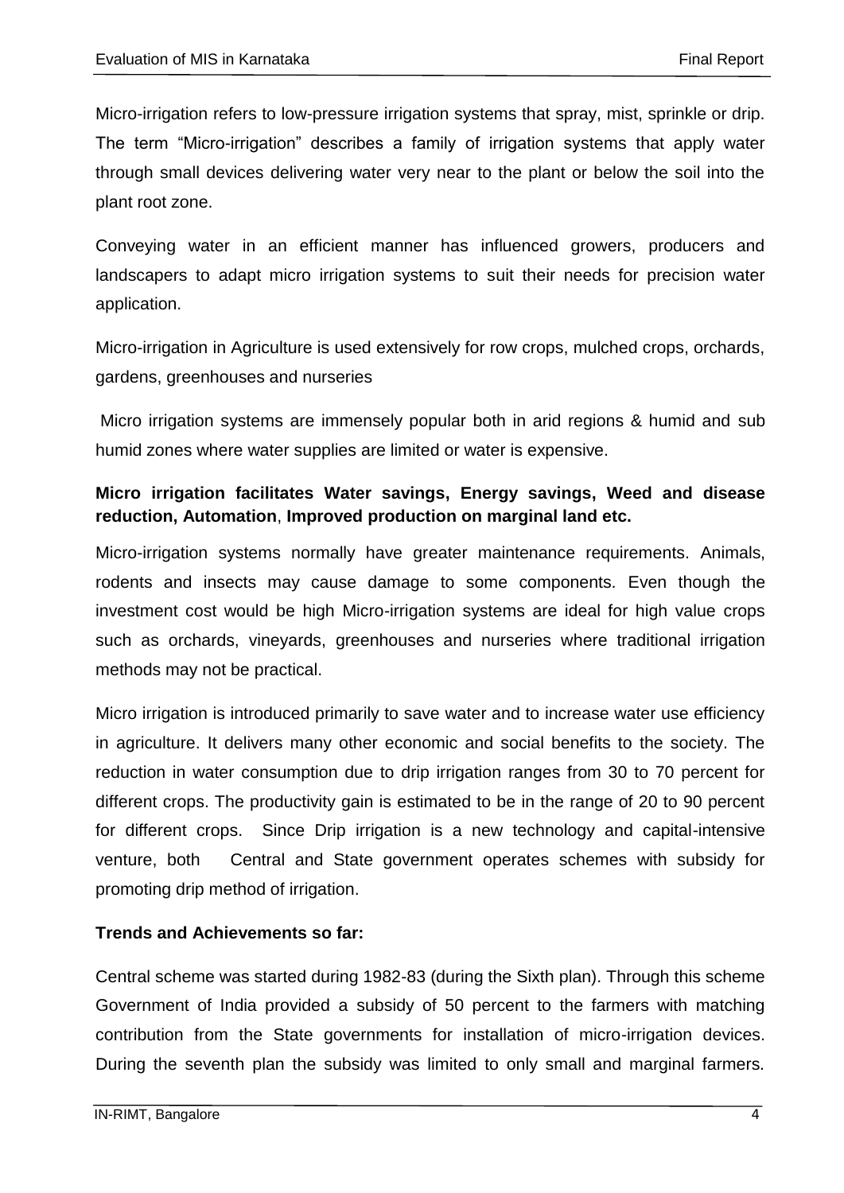Micro-irrigation refers to low-pressure irrigation systems that spray, mist, sprinkle or drip. The term "Micro-irrigation" describes a family of irrigation systems that apply water through small devices delivering water very near to the plant or below the soil into the plant root zone.

Conveying water in an efficient manner has influenced growers, producers and landscapers to adapt micro irrigation systems to suit their needs for precision water application.

Micro-irrigation in Agriculture is used extensively for row crops, mulched crops, orchards, gardens, greenhouses and nurseries

Micro irrigation systems are immensely popular both in arid regions & humid and sub humid zones where water supplies are limited or water is expensive.

**Micro irrigation facilitates Water savings, Energy savings, Weed and disease reduction, Automation, Improved production on marginal land etc.**

Micro-irrigation systems normally have greater maintenance requirements. Animals, rodents and insects may cause damage to some components. Even though the investment cost would be high Micro-irrigation systems are ideal for high value crops such as orchards, vineyards, greenhouses and nurseries where traditional irrigation methods may not be practical.

Micro irrigation is introduced primarily to save water and to increase water use efficiency in agriculture. It delivers many other economic and social benefits to the society. The reduction in water consumption due to drip irrigation ranges from 30 to 70 percent for different crops. The productivity gain is estimated to be in the range of 20 to 90 percent for different crops. Since Drip irrigation is a new technology and capital-intensive venture, both Central and State government operates schemes with subsidy for promoting drip method of irrigation.

**Trends and Achievements so far:**

Central scheme was started during 1982-83 (during the Sixth plan). Through this scheme Government of India provided a subsidy of 50 percent to the farmers with matching contribution from the State governments for installation of micro-irrigation devices. During the seventh plan the subsidy was limited to only small and marginal farmers.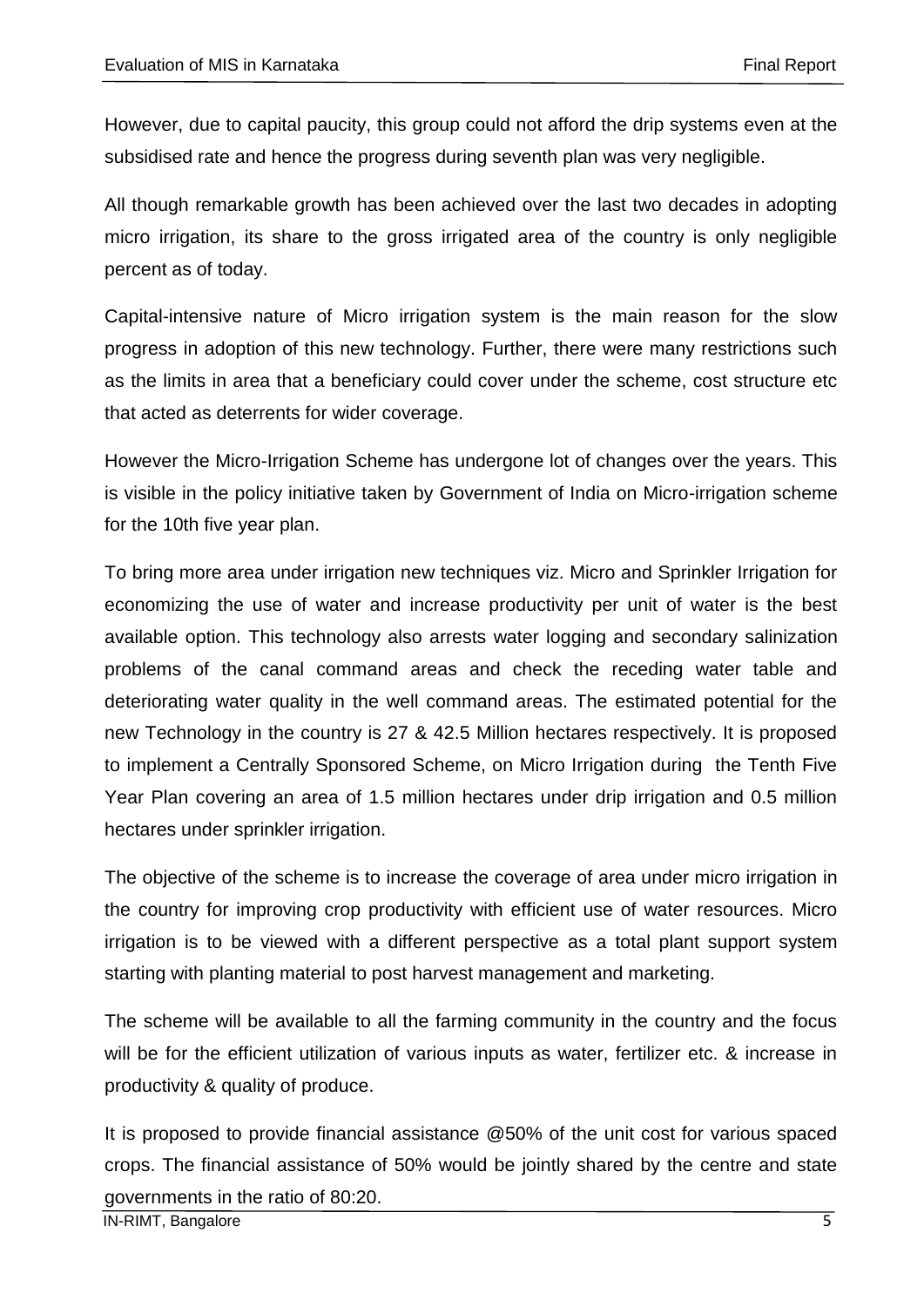However, due to capital paucity, this group could not afford the drip systems even at the subsidised rate and hence the progress during seventh plan was very negligible.

All though remarkable growth has been achieved over the last two decades in adopting micro irrigation, its share to the gross irrigated area of the country is only negligible percent as of today.

Capital-intensive nature of Micro irrigation system is the main reason for the slow progress in adoption of this new technology. Further, there were many restrictions such as the limits in area that a beneficiary could cover under the scheme, cost structure etc that acted as deterrents for wider coverage.

However the Micro-Irrigation Scheme has undergone lot of changes over the years. This is visible in the policy initiative taken by Government of India on Micro-irrigation scheme for the 10th five year plan.

To bring more area under irrigation new techniques viz. Micro and Sprinkler Irrigation for economizing the use of water and increase productivity per unit of water is the best available option. This technology also arrests water logging and secondary salinization problems of the canal command areas and check the receding water table and deteriorating water quality in the well command areas. The estimated potential for the new Technology in the country is 27 & 42.5 Million hectares respectively. It is proposed to implement a Centrally Sponsored Scheme, on Micro Irrigation during the Tenth Five Year Plan covering an area of 1.5 million hectares under drip irrigation and 0.5 million hectares under sprinkler irrigation.

The objective of the scheme is to increase the coverage of area under micro irrigation in the country for improving crop productivity with efficient use of water resources. Micro irrigation is to be viewed with a different perspective as a total plant support system starting with planting material to post harvest management and marketing.

The scheme will be available to all the farming community in the country and the focus will be for the efficient utilization of various inputs as water, fertilizer etc. & increase in productivity & quality of produce.

It is proposed to provide financial assistance @50% of the unit cost for various spaced crops. The financial assistance of 50% would be jointly shared by the centre and state governments in the ratio of 80:20.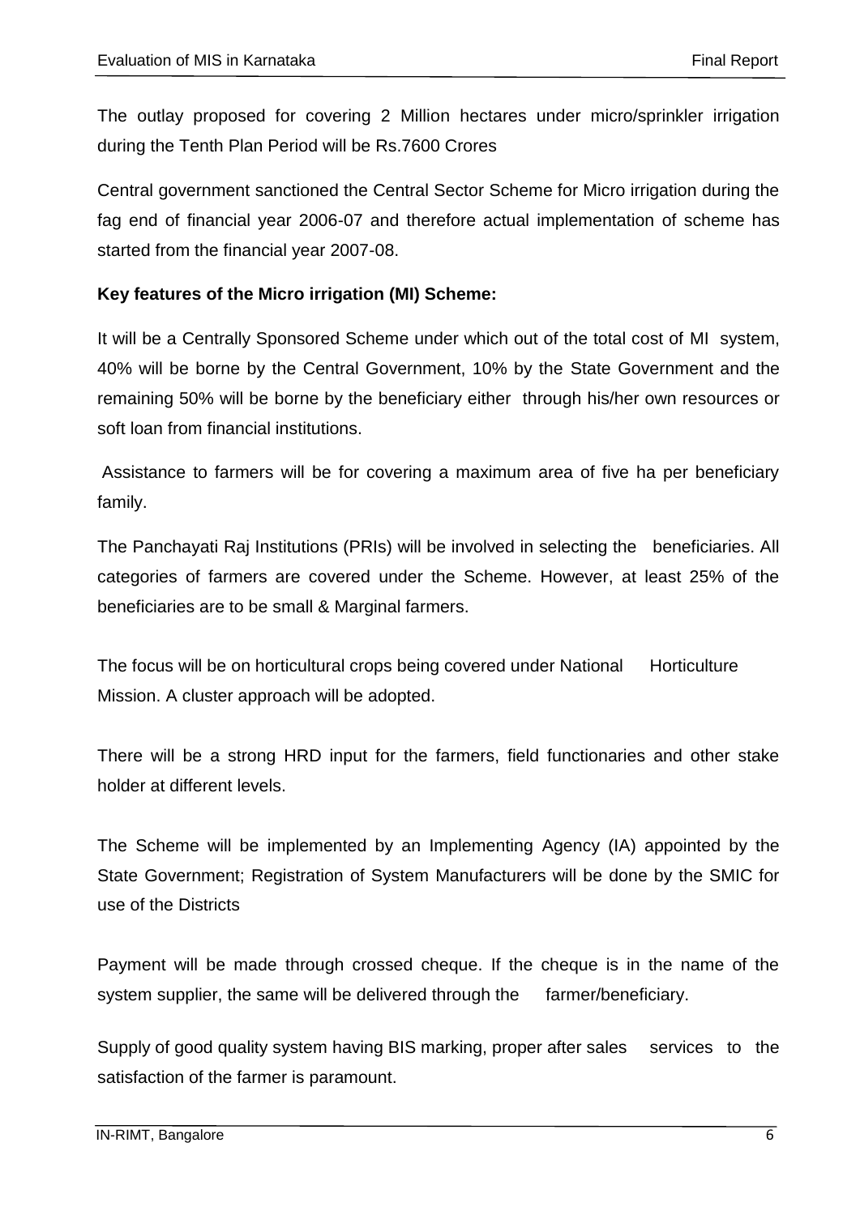The outlay proposed for covering 2 Million hectares under micro/sprinkler irrigation during the Tenth Plan Period will be Rs.7600 Crores

Central government sanctioned the Central Sector Scheme for Micro irrigation during the fag end of financial year 2006-07 and therefore actual implementation of scheme has started from the financial year 2007-08.

**Key features of the Micro irrigation (MI) Scheme:**

It will be a Centrally Sponsored Scheme under which out of the total cost of MI system, 40% will be borne by the Central Government, 10% by the State Government and the remaining 50% will be borne by the beneficiary either through his/her own resources or soft loan from financial institutions.

Assistance to farmers will be for covering a maximum area of five ha per beneficiary family.

The Panchayati Raj Institutions (PRIs) will be involved in selecting the beneficiaries. All categories of farmers are covered under the Scheme. However, at least 25% of the beneficiaries are to be small & Marginal farmers.

The focus will be on horticultural crops being covered under National Horticulture Mission. A cluster approach will be adopted.

There will be a strong HRD input for the farmers, field functionaries and other stake holder at different levels.

The Scheme will be implemented by an Implementing Agency (IA) appointed by the State Government; Registration of System Manufacturers will be done by the SMIC for use of the Districts

Payment will be made through crossed cheque. If the cheque is in the name of the system supplier, the same will be delivered through the farmer/beneficiary.

Supply of good quality system having BIS marking, proper after sales services to the satisfaction of the farmer is paramount.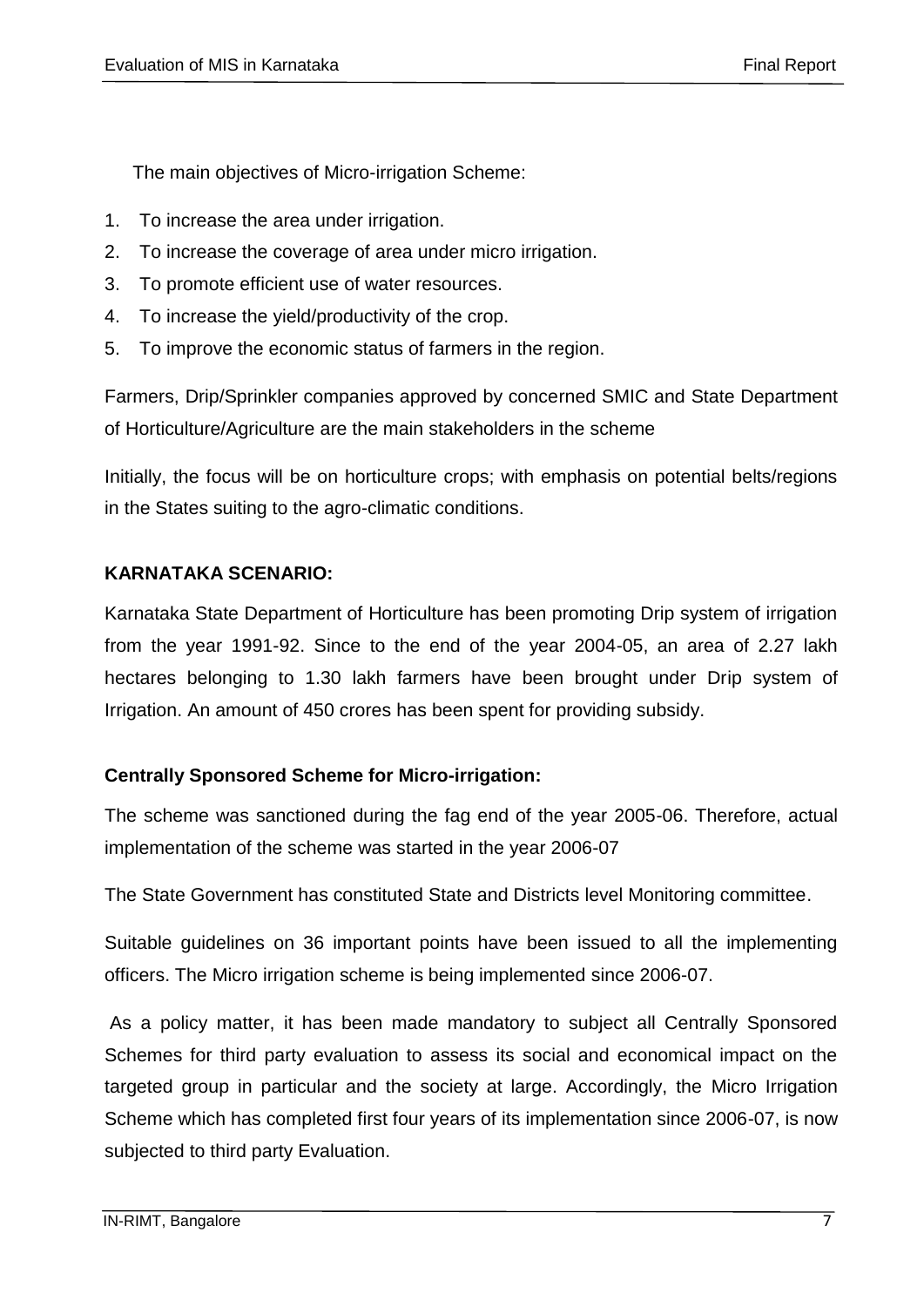The main objectives of Micro-irrigation Scheme:

1. To increase the area under irrigation.
2. To increase the coverage of area under micro irrigation.
3. To promote efficient use of water resources.
4. To increase the yield/productivity of the crop.
5. To improve the economic status of farmers in the region.

Farmers, Drip/Sprinkler companies approved by concerned SMIC and State Department of Horticulture/Agriculture are the main stakeholders in the scheme

Initially, the focus will be on horticulture crops; with emphasis on potential belts/regions in the States suiting to the agro-climatic conditions.

**KARNATAKA SCENARIO:**

Karnataka State Department of Horticulture has been promoting Drip system of irrigation from the year 1991-92. Since to the end of the year 2004-05, an area of 2.27 lakh hectares belonging to 1.30 lakh farmers have been brought under Drip system of Irrigation. An amount of 450 crores has been spent for providing subsidy.

**Centrally Sponsored Scheme for Micro-irrigation:**

The scheme was sanctioned during the fag end of the year 2005-06. Therefore, actual implementation of the scheme was started in the year 2006-07

The State Government has constituted State and Districts level Monitoring committee.

Suitable guidelines on 36 important points have been issued to all the implementing officers. The Micro irrigation scheme is being implemented since 2006-07.

As a policy matter, it has been made mandatory to subject all Centrally Sponsored Schemes for third party evaluation to assess its social and economical impact on the targeted group in particular and the society at large. Accordingly, the Micro Irrigation Scheme which has completed first four years of its implementation since 2006-07, is now subjected to third party Evaluation.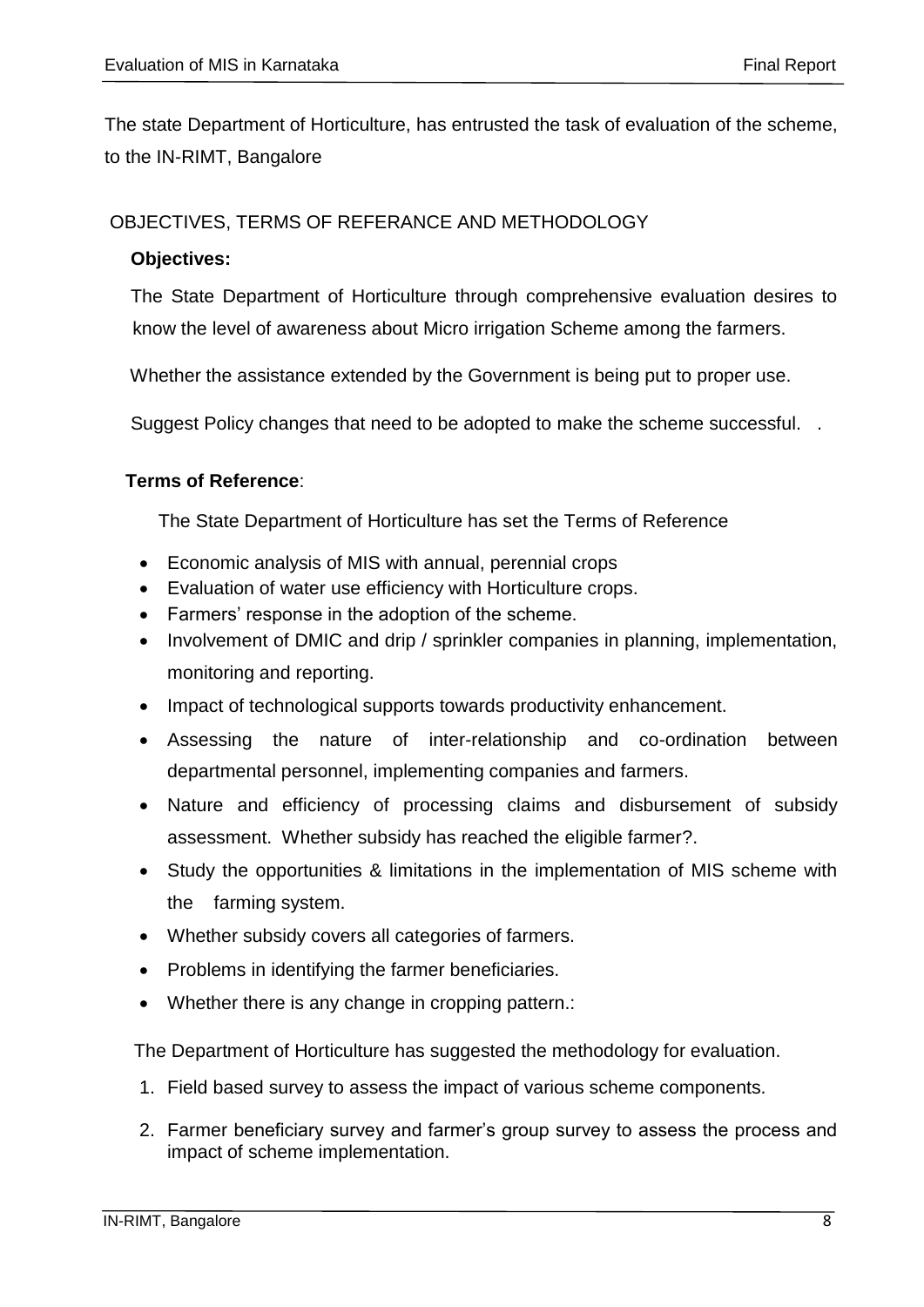The state Department of Horticulture, has entrusted the task of evaluation of the scheme, to the IN-RIMT, Bangalore

## OBJECTIVES, TERMS OF REFERANCE AND METHODOLOGY

**Objectives:**

The State Department of Horticulture through comprehensive evaluation desires to know the level of awareness about Micro irrigation Scheme among the farmers.

Whether the assistance extended by the Government is being put to proper use.

Suggest Policy changes that need to be adopted to make the scheme successful. .

**Terms of Reference**:

The State Department of Horticulture has set the Terms of Reference

- Economic analysis of MIS with annual, perennial crops
- Evaluation of water use efficiency with Horticulture crops.
- Farmers' response in the adoption of the scheme.
- Involvement of DMIC and drip / sprinkler companies in planning, implementation, monitoring and reporting.
- Impact of technological supports towards productivity enhancement.
- Assessing the nature of inter-relationship and co-ordination between departmental personnel, implementing companies and farmers.
- Nature and efficiency of processing claims and disbursement of subsidy assessment. Whether subsidy has reached the eligible farmer?.
- Study the opportunities & limitations in the implementation of MIS scheme with the farming system.
- Whether subsidy covers all categories of farmers.
- Problems in identifying the farmer beneficiaries.
- Whether there is any change in cropping pattern.:

The Department of Horticulture has suggested the methodology for evaluation.

1. Field based survey to assess the impact of various scheme components.
2. Farmer beneficiary survey and farmer's group survey to assess the process and impact of scheme implementation.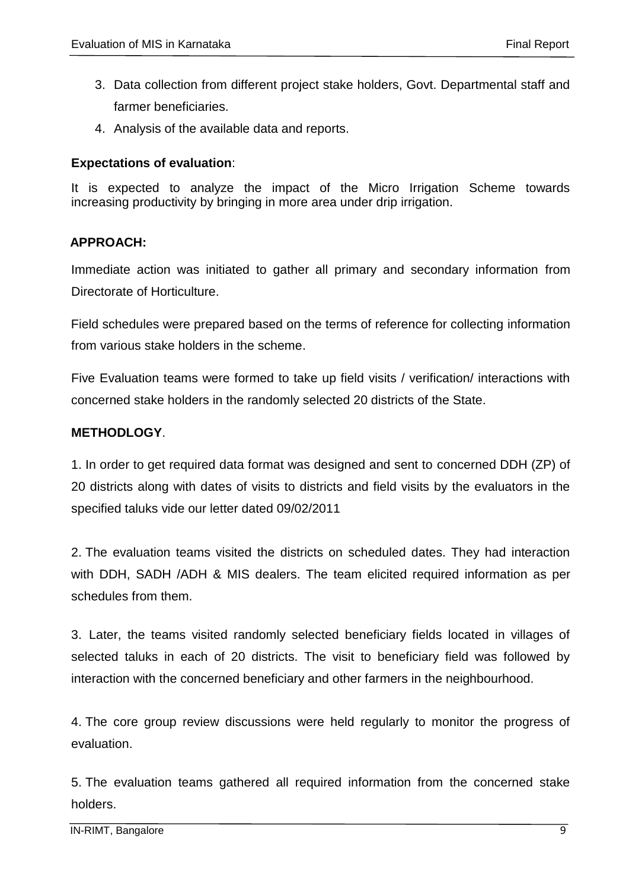3. Data collection from different project stake holders, Govt. Departmental staff and farmer beneficiaries.
4. Analysis of the available data and reports.

**Expectations of evaluation**:

It is expected to analyze the impact of the Micro Irrigation Scheme towards increasing productivity by bringing in more area under drip irrigation.

**APPROACH:**

Immediate action was initiated to gather all primary and secondary information from Directorate of Horticulture.

Field schedules were prepared based on the terms of reference for collecting information from various stake holders in the scheme.

Five Evaluation teams were formed to take up field visits / verification/ interactions with concerned stake holders in the randomly selected 20 districts of the State.

**METHODLOGY**.

1. In order to get required data format was designed and sent to concerned DDH (ZP) of 20 districts along with dates of visits to districts and field visits by the evaluators in the specified taluks vide our letter dated 09/02/2011

2. The evaluation teams visited the districts on scheduled dates. They had interaction with DDH, SADH /ADH & MIS dealers. The team elicited required information as per schedules from them.

3. Later, the teams visited randomly selected beneficiary fields located in villages of selected taluks in each of 20 districts. The visit to beneficiary field was followed by interaction with the concerned beneficiary and other farmers in the neighbourhood.

4. The core group review discussions were held regularly to monitor the progress of evaluation.

5. The evaluation teams gathered all required information from the concerned stake holders.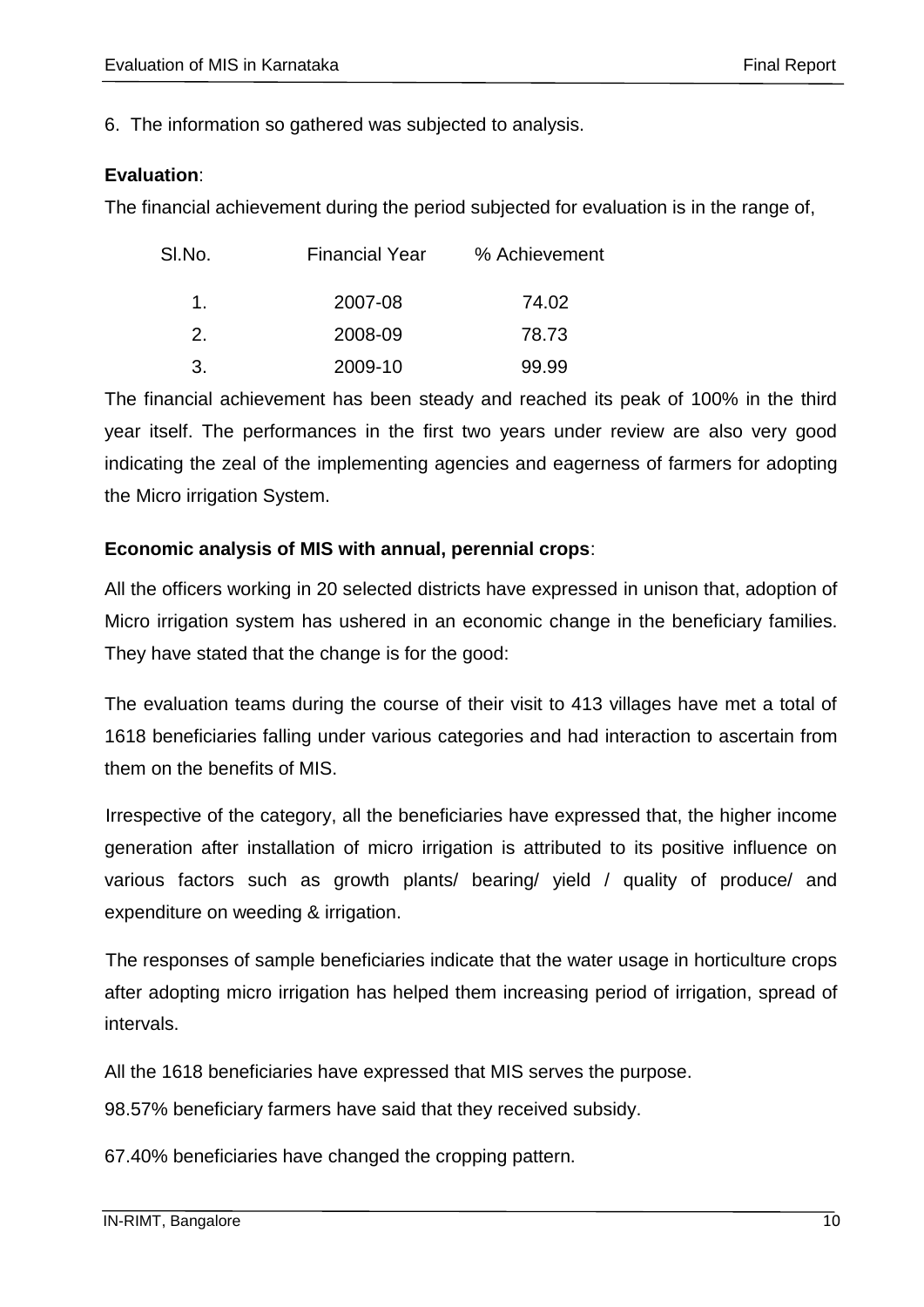6. The information so gathered was subjected to analysis.

**Evaluation**:

The financial achievement during the period subjected for evaluation is in the range of,

| Sl.No. | Financial Year | % Achievement |
|---|---|---|
| 1. | 2007-08 | 74.02 |
| 2. | 2008-09 | 78.73 |
| 3. | 2009-10 | 99.99 |

The financial achievement has been steady and reached its peak of 100% in the third year itself. The performances in the first two years under review are also very good indicating the zeal of the implementing agencies and eagerness of farmers for adopting the Micro irrigation System.

**Economic analysis of MIS with annual, perennial crops**:

All the officers working in 20 selected districts have expressed in unison that, adoption of Micro irrigation system has ushered in an economic change in the beneficiary families. They have stated that the change is for the good:

The evaluation teams during the course of their visit to 413 villages have met a total of 1618 beneficiaries falling under various categories and had interaction to ascertain from them on the benefits of MIS.

Irrespective of the category, all the beneficiaries have expressed that, the higher income generation after installation of micro irrigation is attributed to its positive influence on various factors such as growth plants/ bearing/ yield / quality of produce/ and expenditure on weeding & irrigation.

The responses of sample beneficiaries indicate that the water usage in horticulture crops after adopting micro irrigation has helped them increasing period of irrigation, spread of intervals.

All the 1618 beneficiaries have expressed that MIS serves the purpose.

98.57% beneficiary farmers have said that they received subsidy.

67.40% beneficiaries have changed the cropping pattern.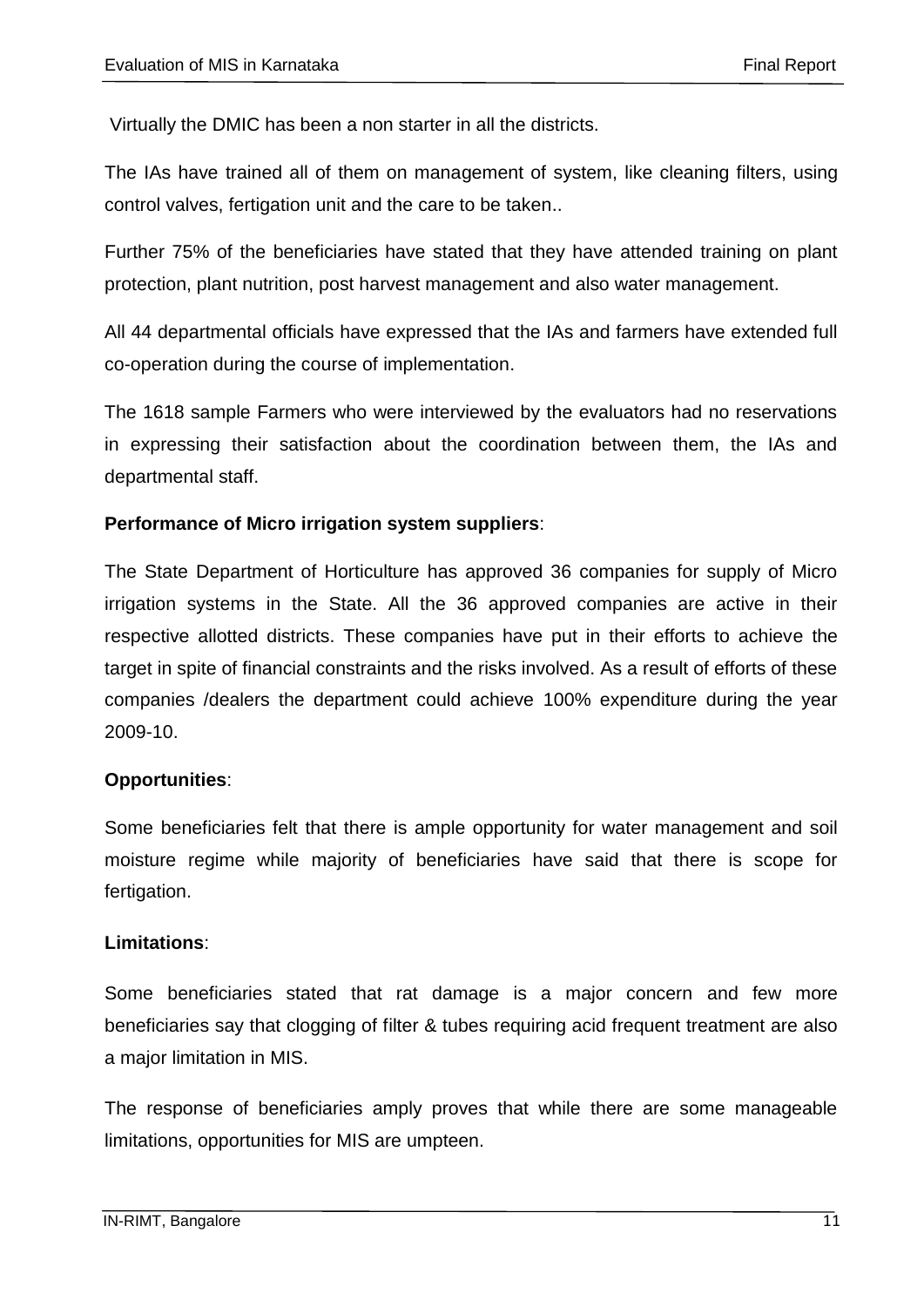Virtually the DMIC has been a non starter in all the districts.

The IAs have trained all of them on management of system, like cleaning filters, using control valves, fertigation unit and the care to be taken..

Further 75% of the beneficiaries have stated that they have attended training on plant protection, plant nutrition, post harvest management and also water management.

All 44 departmental officials have expressed that the IAs and farmers have extended full co-operation during the course of implementation.

The 1618 sample Farmers who were interviewed by the evaluators had no reservations in expressing their satisfaction about the coordination between them, the IAs and departmental staff.

**Performance of Micro irrigation system suppliers**:

The State Department of Horticulture has approved 36 companies for supply of Micro irrigation systems in the State. All the 36 approved companies are active in their respective allotted districts. These companies have put in their efforts to achieve the target in spite of financial constraints and the risks involved. As a result of efforts of these companies /dealers the department could achieve 100% expenditure during the year 2009-10.

**Opportunities**:

Some beneficiaries felt that there is ample opportunity for water management and soil moisture regime while majority of beneficiaries have said that there is scope for fertigation.

**Limitations**:

Some beneficiaries stated that rat damage is a major concern and few more beneficiaries say that clogging of filter & tubes requiring acid frequent treatment are also a major limitation in MIS.

The response of beneficiaries amply proves that while there are some manageable limitations, opportunities for MIS are umpteen.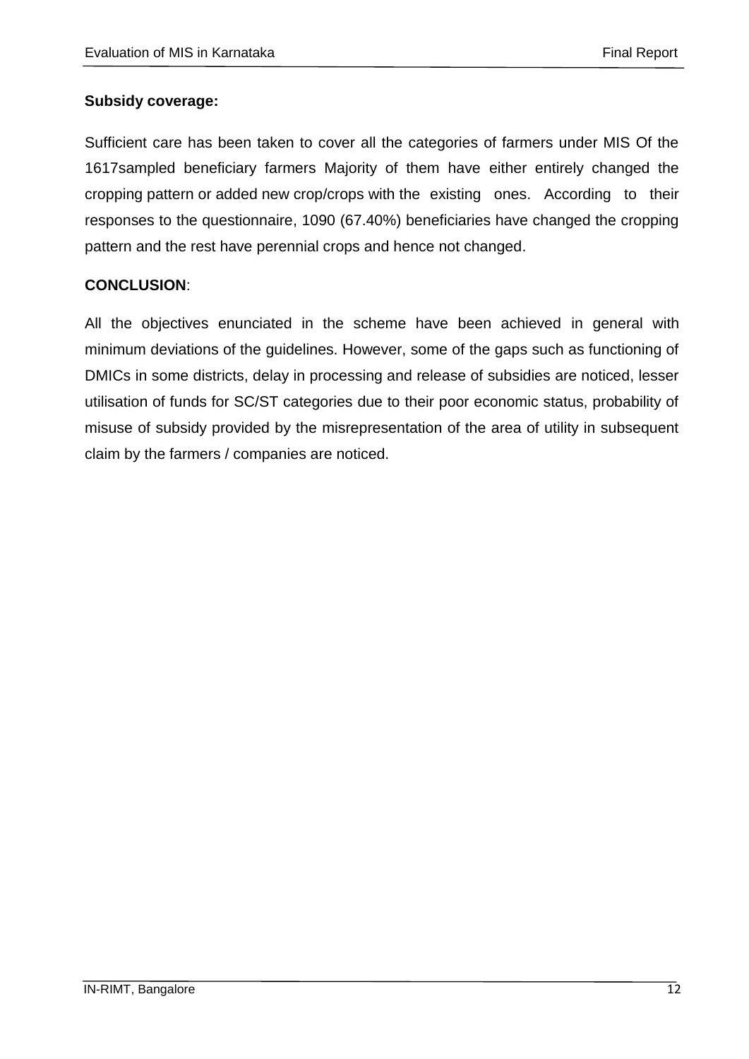**Subsidy coverage:**

Sufficient care has been taken to cover all the categories of farmers under MIS Of the 1617sampled beneficiary farmers Majority of them have either entirely changed the cropping pattern or added new crop/crops with the existing ones. According to their responses to the questionnaire, 1090 (67.40%) beneficiaries have changed the cropping pattern and the rest have perennial crops and hence not changed.

**CONCLUSION**:

All the objectives enunciated in the scheme have been achieved in general with minimum deviations of the guidelines. However, some of the gaps such as functioning of DMICs in some districts, delay in processing and release of subsidies are noticed, lesser utilisation of funds for SC/ST categories due to their poor economic status, probability of misuse of subsidy provided by the misrepresentation of the area of utility in subsequent claim by the farmers / companies are noticed.